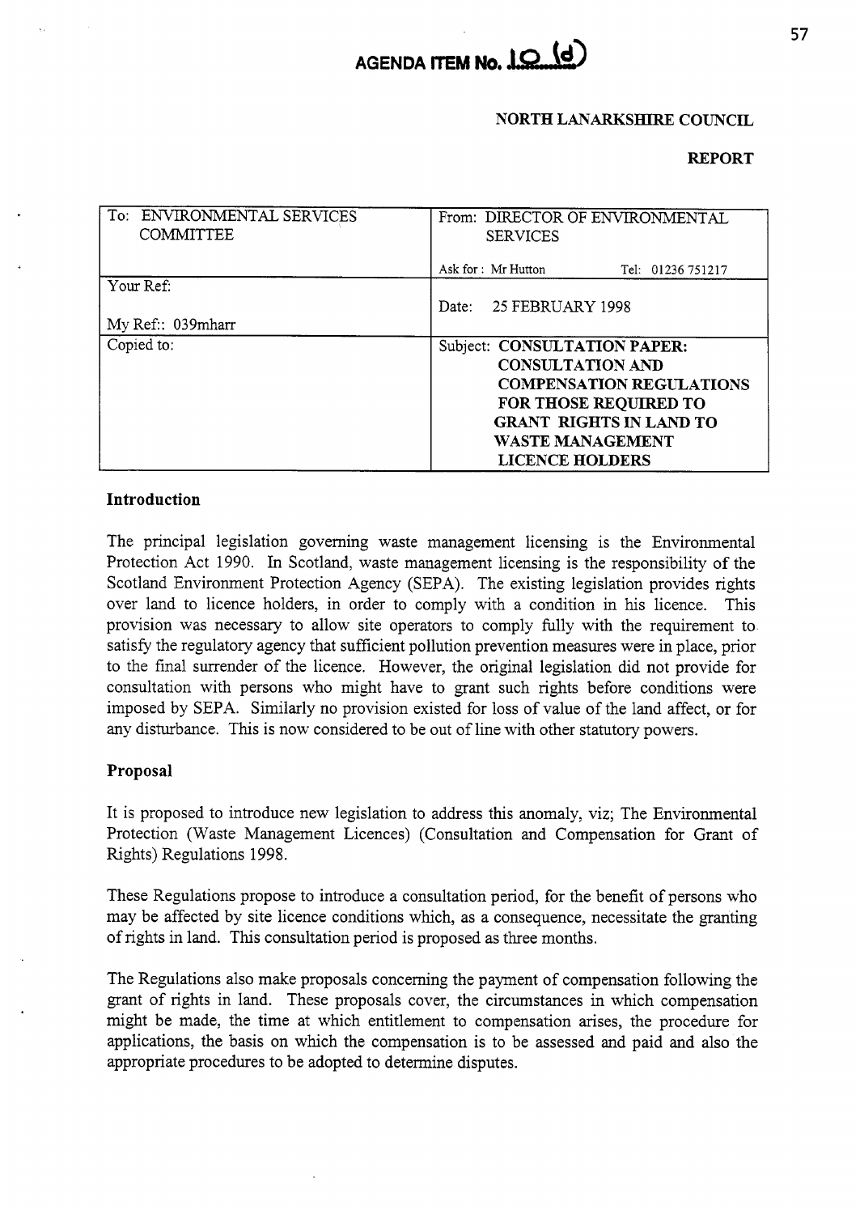# AGENDA ITEM No. 10 (d)

**NORTH LANARKSHIRE COUNCIL**

**REPORT**

| To: ENVIRONMENTAL SERVICES COMMITTEE | From: DIRECTOR OF ENVIRONMENTAL SERVICES<br>Ask for : Mr Hutton Tel: 01236 751217 |
|---|---|
| Your Ref:<br>My Ref:: 039mharr | Date: 25 FEBRUARY 1998 |
| Copied to: | Subject: **CONSULTATION PAPER: CONSULTATION AND COMPENSATION REGULATIONS FOR THOSE REQUIRED TO GRANT RIGHTS IN LAND TO WASTE MANAGEMENT LICENCE HOLDERS** |

## Introduction

The principal legislation governing waste management licensing is the Environmental Protection Act 1990. In Scotland, waste management licensing is the responsibility of the Scotland Environment Protection Agency (SEPA). The existing legislation provides rights over land to licence holders, in order to comply with a condition in his licence. This provision was necessary to allow site operators to comply fully with the requirement to satisfy the regulatory agency that sufficient pollution prevention measures were in place, prior to the final surrender of the licence. However, the original legislation did not provide for consultation with persons who might have to grant such rights before conditions were imposed by SEPA. Similarly no provision existed for loss of value of the land affect, or for any disturbance. This is now considered to be out of line with other statutory powers.

## Proposal

It is proposed to introduce new legislation to address this anomaly, viz; The Environmental Protection (Waste Management Licences) (Consultation and Compensation for Grant of Rights) Regulations 1998.

These Regulations propose to introduce a consultation period, for the benefit of persons who may be affected by site licence conditions which, as a consequence, necessitate the granting of rights in land. This consultation period is proposed as three months.

The Regulations also make proposals concerning the payment of compensation following the grant of rights in land. These proposals cover, the circumstances in which compensation might be made, the time at which entitlement to compensation arises, the procedure for applications, the basis on which the compensation is to be assessed and paid and also the appropriate procedures to be adopted to determine disputes.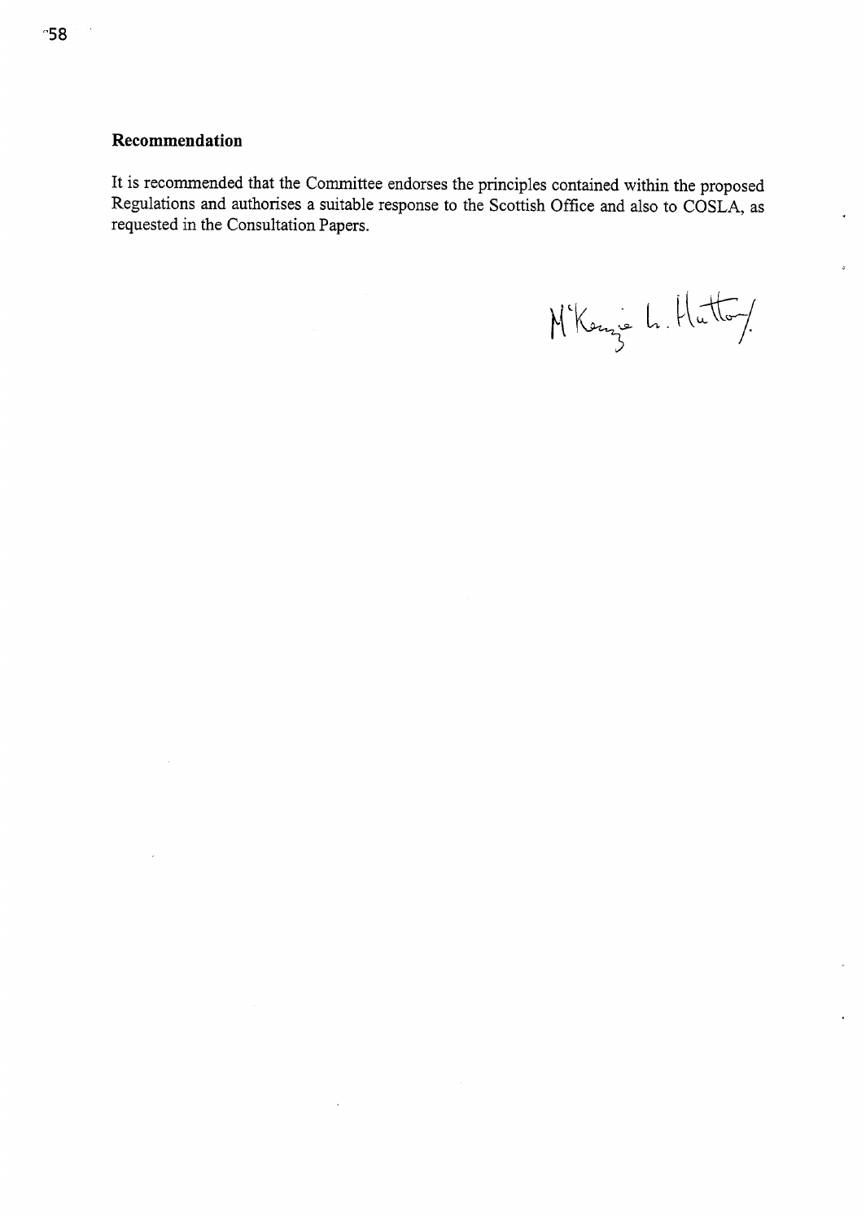**Recommendation**

It is recommended that the Committee endorses the principles contained within the proposed Regulations and authorises a suitable response to the Scottish Office and also to COSLA, as requested in the Consultation Papers.

McKenzie L. Hutton